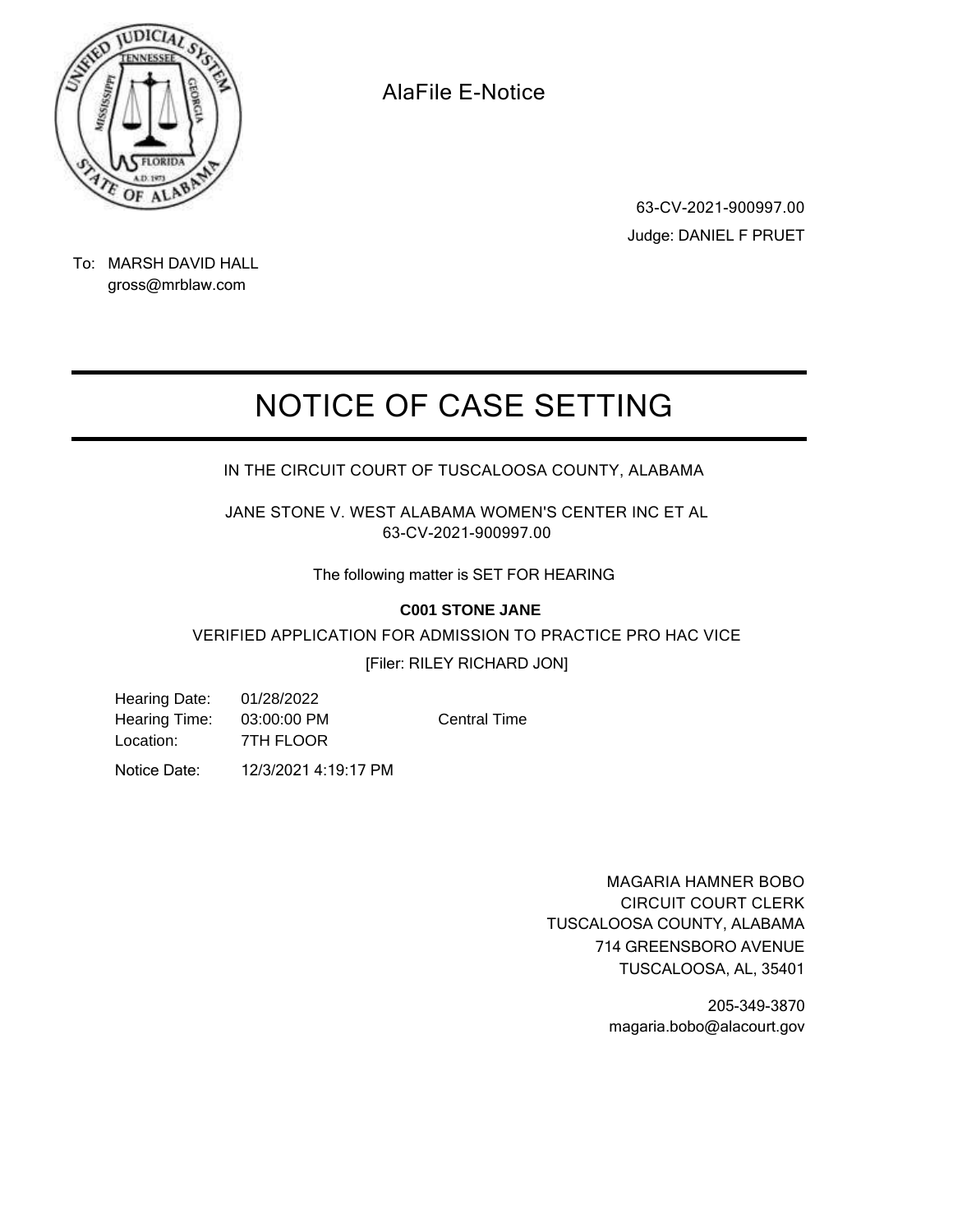AlaFile E-Notice

63-CV-2021-900997.00

Judge: DANIEL F PRUET

To: MARSH DAVID HALL
gross@mrblaw.com

# NOTICE OF CASE SETTING

IN THE CIRCUIT COURT OF TUSCALOOSA COUNTY, ALABAMA

JANE STONE V. WEST ALABAMA WOMEN'S CENTER INC ET AL
63-CV-2021-900997.00

The following matter is SET FOR HEARING

**C001 STONE JANE**

VERIFIED APPLICATION FOR ADMISSION TO PRACTICE PRO HAC VICE

[Filer: RILEY RICHARD JON]

Hearing Date: 01/28/2022
Hearing Time: 03:00:00 PM Central Time
Location: 7TH FLOOR

Notice Date: 12/3/2021 4:19:17 PM

MAGARIA HAMNER BOBO
CIRCUIT COURT CLERK
TUSCALOOSA COUNTY, ALABAMA
714 GREENSBORO AVENUE
TUSCALOOSA, AL, 35401

205-349-3870
magaria.bobo@alacourt.gov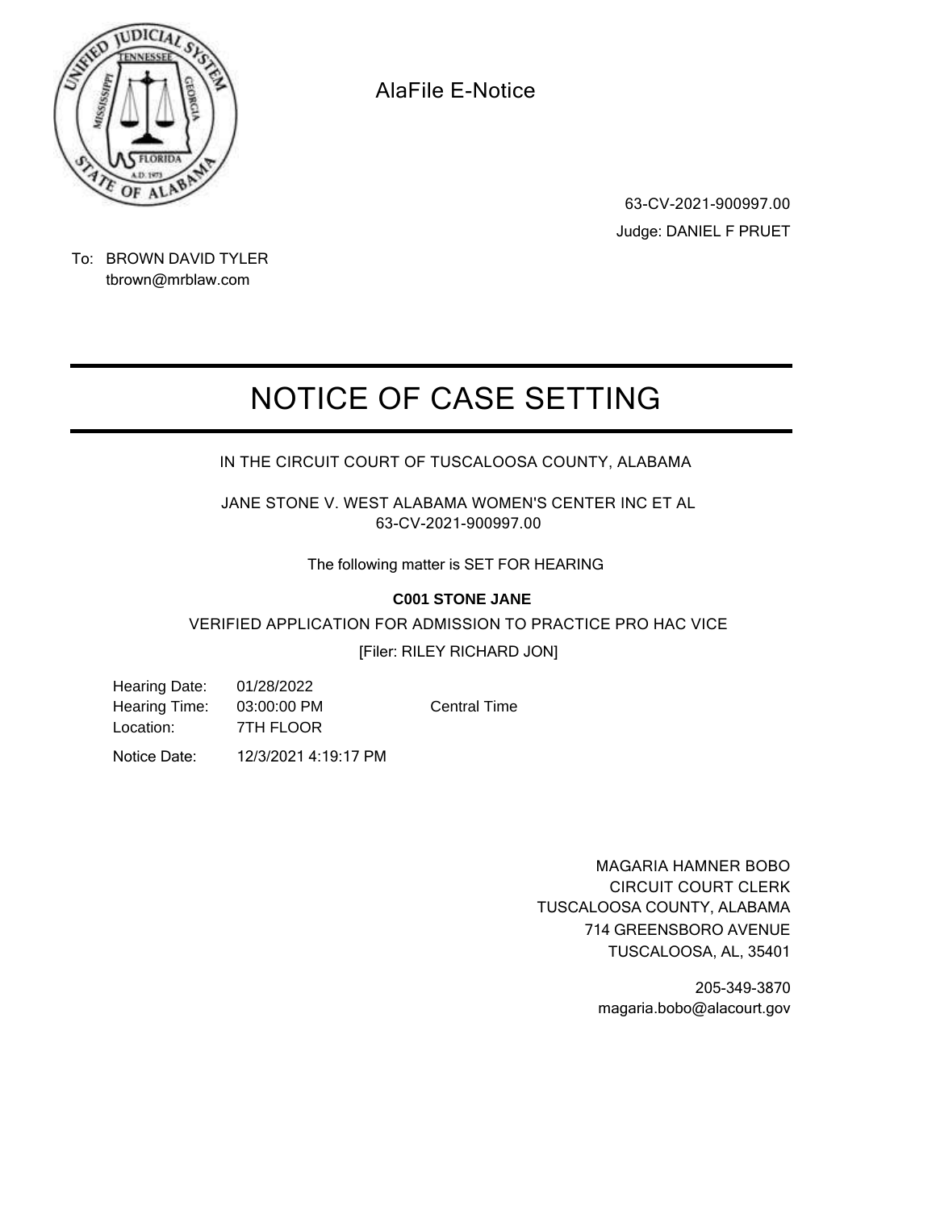AlaFile E-Notice

63-CV-2021-900997.00

Judge: DANIEL F PRUET

To: BROWN DAVID TYLER
tbrown@mrblaw.com

# NOTICE OF CASE SETTING

IN THE CIRCUIT COURT OF TUSCALOOSA COUNTY, ALABAMA

JANE STONE V. WEST ALABAMA WOMEN'S CENTER INC ET AL
63-CV-2021-900997.00

The following matter is SET FOR HEARING

**C001 STONE JANE**

VERIFIED APPLICATION FOR ADMISSION TO PRACTICE PRO HAC VICE

[Filer: RILEY RICHARD JON]

Hearing Date: 01/28/2022
Hearing Time: 03:00:00 PM Central Time
Location: 7TH FLOOR

Notice Date: 12/3/2021 4:19:17 PM

MAGARIA HAMNER BOBO
CIRCUIT COURT CLERK
TUSCALOOSA COUNTY, ALABAMA
714 GREENSBORO AVENUE
TUSCALOOSA, AL, 35401

205-349-3870
magaria.bobo@alacourt.gov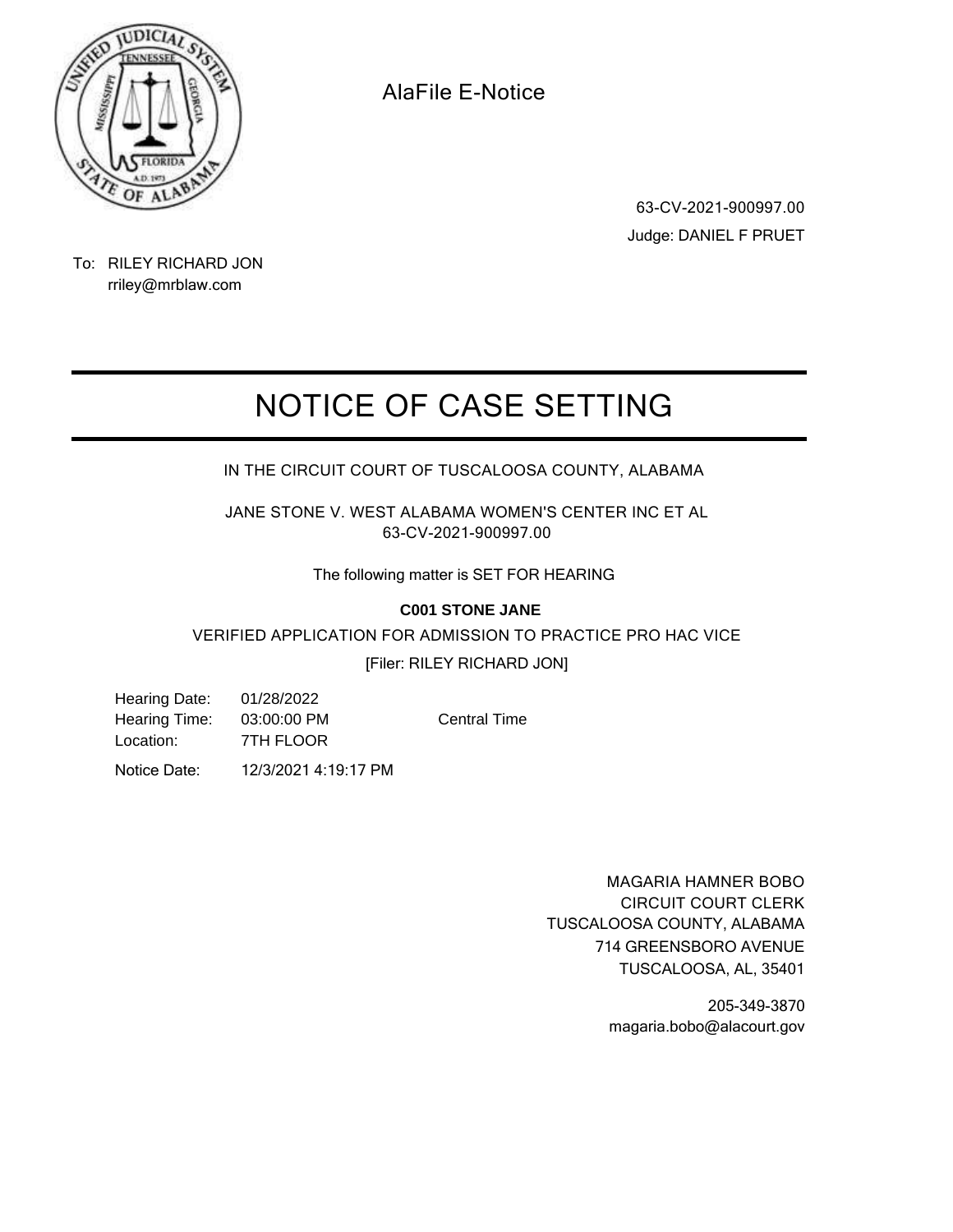AlaFile E-Notice

63-CV-2021-900997.00
Judge: DANIEL F PRUET

To: RILEY RICHARD JON
rriley@mrblaw.com

# NOTICE OF CASE SETTING

IN THE CIRCUIT COURT OF TUSCALOOSA COUNTY, ALABAMA

JANE STONE V. WEST ALABAMA WOMEN'S CENTER INC ET AL
63-CV-2021-900997.00

The following matter is SET FOR HEARING

**C001 STONE JANE**

VERIFIED APPLICATION FOR ADMISSION TO PRACTICE PRO HAC VICE

[Filer: RILEY RICHARD JON]

Hearing Date: 01/28/2022
Hearing Time: 03:00:00 PM Central Time
Location: 7TH FLOOR

Notice Date: 12/3/2021 4:19:17 PM

MAGARIA HAMNER BOBO
CIRCUIT COURT CLERK
TUSCALOOSA COUNTY, ALABAMA
714 GREENSBORO AVENUE
TUSCALOOSA, AL, 35401

205-349-3870
magaria.bobo@alacourt.gov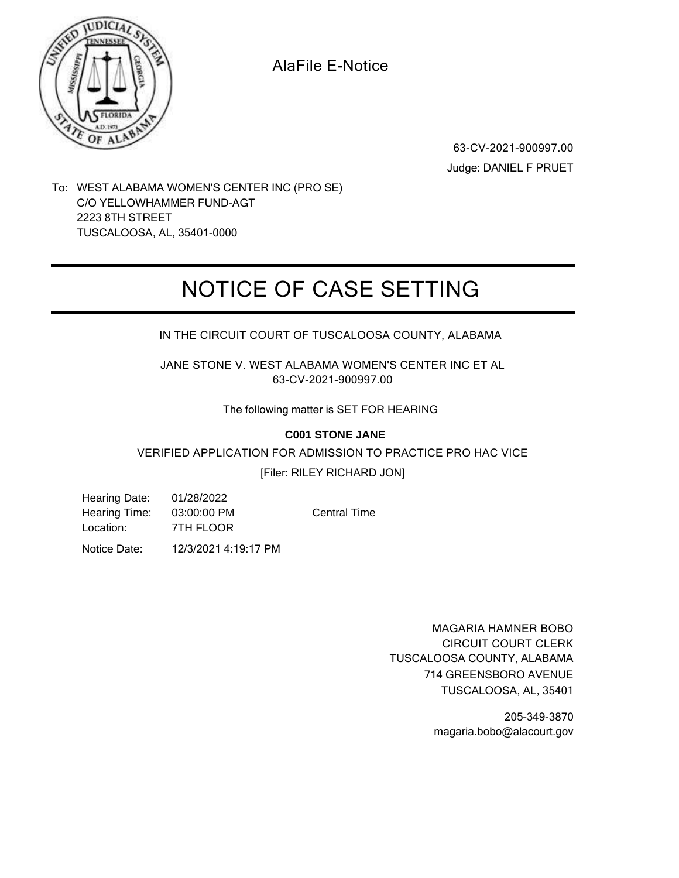AlaFile E-Notice

63-CV-2021-900997.00

Judge: DANIEL F PRUET

To: WEST ALABAMA WOMEN'S CENTER INC (PRO SE)
C/O YELLOWHAMMER FUND-AGT
2223 8TH STREET
TUSCALOOSA, AL, 35401-0000

# NOTICE OF CASE SETTING

IN THE CIRCUIT COURT OF TUSCALOOSA COUNTY, ALABAMA

JANE STONE V. WEST ALABAMA WOMEN'S CENTER INC ET AL
63-CV-2021-900997.00

The following matter is SET FOR HEARING

**C001 STONE JANE**

VERIFIED APPLICATION FOR ADMISSION TO PRACTICE PRO HAC VICE

[Filer: RILEY RICHARD JON]

Hearing Date: 01/28/2022
Hearing Time: 03:00:00 PM Central Time
Location: 7TH FLOOR

Notice Date: 12/3/2021 4:19:17 PM

MAGARIA HAMNER BOBO
CIRCUIT COURT CLERK
TUSCALOOSA COUNTY, ALABAMA
714 GREENSBORO AVENUE
TUSCALOOSA, AL, 35401

205-349-3870
magaria.bobo@alacourt.gov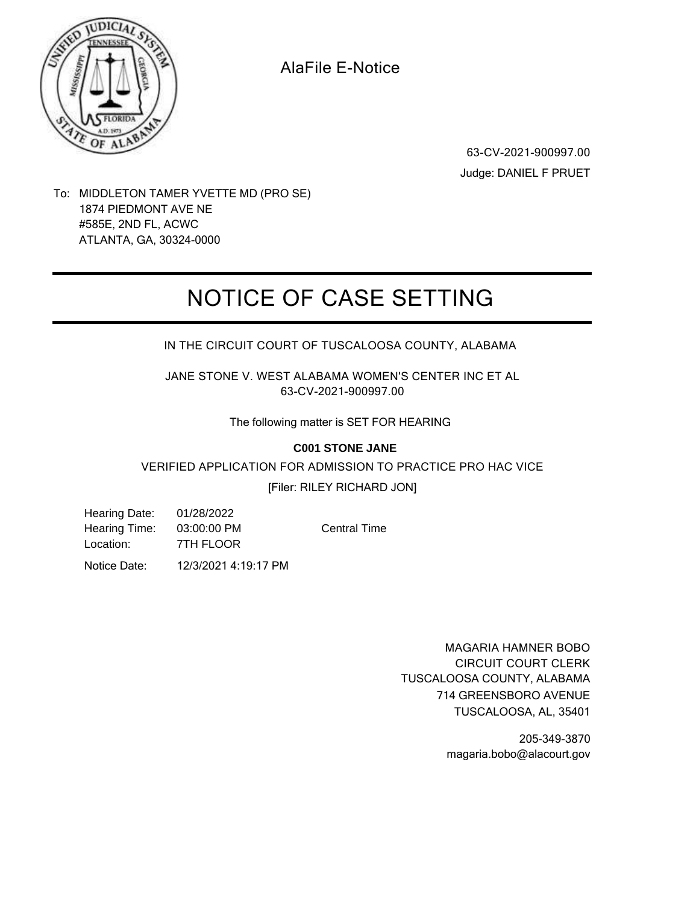AlaFile E-Notice

63-CV-2021-900997.00

Judge: DANIEL F PRUET

To: MIDDLETON TAMER YVETTE MD (PRO SE)
1874 PIEDMONT AVE NE
#585E, 2ND FL, ACWC
ATLANTA, GA, 30324-0000

# NOTICE OF CASE SETTING

IN THE CIRCUIT COURT OF TUSCALOOSA COUNTY, ALABAMA

JANE STONE V. WEST ALABAMA WOMEN'S CENTER INC ET AL
63-CV-2021-900997.00

The following matter is SET FOR HEARING

**C001 STONE JANE**

VERIFIED APPLICATION FOR ADMISSION TO PRACTICE PRO HAC VICE

[Filer: RILEY RICHARD JON]

| | | |
|---|---|---|
| Hearing Date: | 01/28/2022 | |
| Hearing Time: | 03:00:00 PM | Central Time |
| Location: | 7TH FLOOR | |
| Notice Date: | 12/3/2021 4:19:17 PM | |

MAGARIA HAMNER BOBO
CIRCUIT COURT CLERK
TUSCALOOSA COUNTY, ALABAMA
714 GREENSBORO AVENUE
TUSCALOOSA, AL, 35401

205-349-3870
magaria.bobo@alacourt.gov